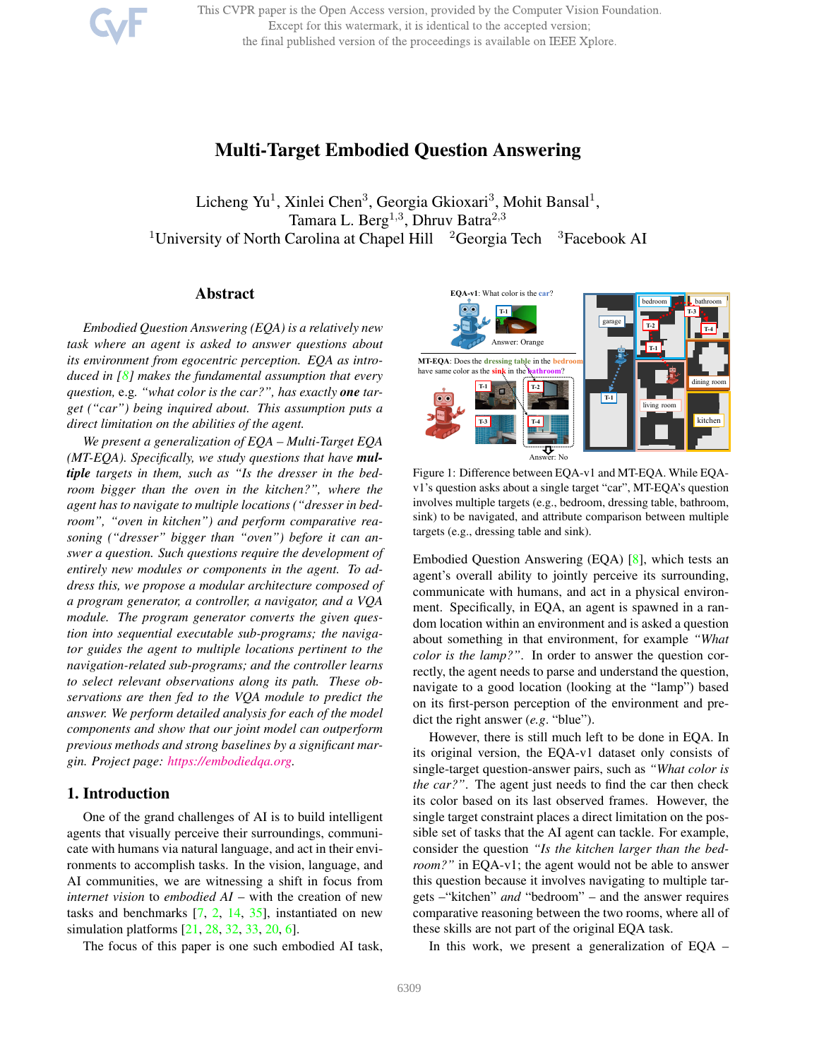# Multi-Target Embodied Question Answering

Licheng Yu[1], Xinlei Chen[3], Georgia Gkioxari[3], Mohit Bansal[1], Tamara L. Berg[1,3], Dhruv Batra[2,3]

[1]University of North Carolina at Chapel Hill [2]Georgia Tech [3]Facebook AI

## Abstract

*Embodied Question Answering (EQA) is a relatively new task where an agent is asked to answer questions about its environment from egocentric perception. EQA as introduced in [8] makes the fundamental assumption that every question, e.g. "what color is the car?", has exactly **one** target ("car") being inquired about. This assumption puts a direct limitation on the abilities of the agent.*

*We present a generalization of EQA – Multi-Target EQA (MT-EQA). Specifically, we study questions that have **multiple** targets in them, such as "Is the dresser in the bedroom bigger than the oven in the kitchen?", where the agent has to navigate to multiple locations ("dresser in bedroom", "oven in kitchen") and perform comparative reasoning ("dresser" bigger than "oven") before it can answer a question. Such questions require the development of entirely new modules or components in the agent. To address this, we propose a modular architecture composed of a program generator, a controller, a navigator, and a VQA module. The program generator converts the given question into sequential executable sub-programs; the navigator guides the agent to multiple locations pertinent to the navigation-related sub-programs; and the controller learns to select relevant observations along its path. These observations are then fed to the VQA module to predict the answer. We perform detailed analysis for each of the model components and show that our joint model can outperform previous methods and strong baselines by a significant margin. Project page: https://embodiedqa.org.*

## 1. Introduction

One of the grand challenges of AI is to build intelligent agents that visually perceive their surroundings, communicate with humans via natural language, and act in their environments to accomplish tasks. In the vision, language, and AI communities, we are witnessing a shift in focus from *internet vision* to *embodied AI* – with the creation of new tasks and benchmarks [7, 2, 14, 35], instantiated on new simulation platforms [21, 28, 32, 33, 20, 6].

The focus of this paper is one such embodied AI task, Embodied Question Answering (EQA) [8], which tests an agent's overall ability to jointly perceive its surrounding, communicate with humans, and act in a physical environment. Specifically, in EQA, an agent is spawned in a random location within an environment and is asked a question about something in that environment, for example *"What color is the lamp?"*. In order to answer the question correctly, the agent needs to parse and understand the question, navigate to a good location (looking at the "lamp") based on its first-person perception of the environment and predict the right answer (*e.g.* "blue").

However, there is still much left to be done in EQA. In its original version, the EQA-v1 dataset only consists of single-target question-answer pairs, such as *"What color is the car?"*. The agent just needs to find the car then check its color based on its last observed frames. However, the single target constraint places a direct limitation on the possible set of tasks that the AI agent can tackle. For example, consider the question *"Is the kitchen larger than the bedroom?"* in EQA-v1; the agent would not be able to answer this question because it involves navigating to multiple targets –"kitchen" *and* "bedroom" – and the answer requires comparative reasoning between the two rooms, where all of these skills are not part of the original EQA task.

In this work, we present a generalization of EQA –

Figure 1: Difference between EQA-v1 and MT-EQA. While EQA-v1's question asks about a single target "car", MT-EQA's question involves multiple targets (e.g., bedroom, dressing table, bathroom, sink) to be navigated, and attribute comparison between multiple targets (e.g., dressing table and sink).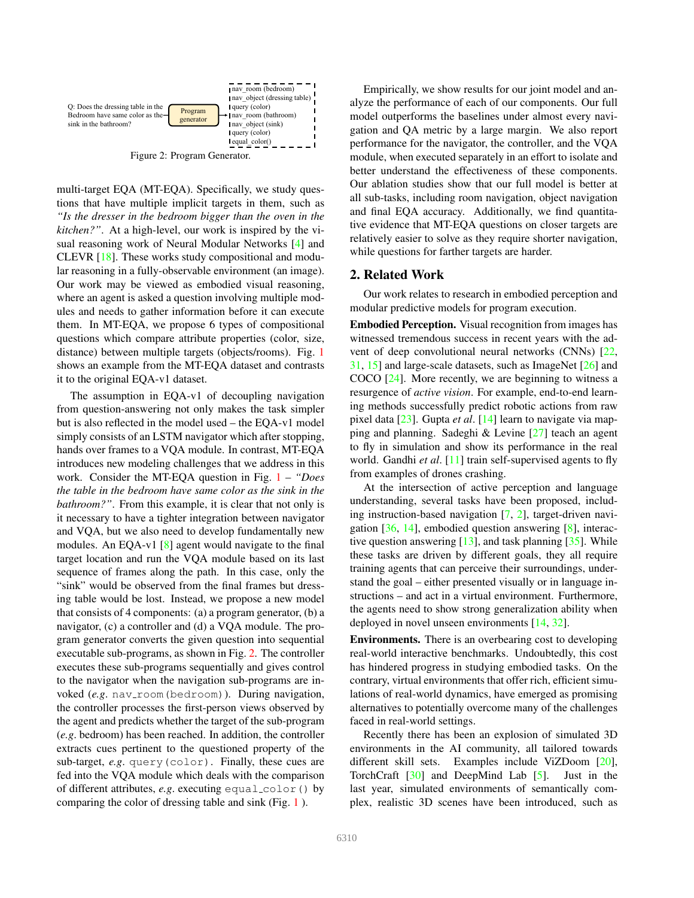Q: Does the dressing table in the Bedroom have same color as the sink in the bathroom? → Program generator →

```
nav_room (bedroom)
nav_object (dressing table)
query (color)
nav_room (bathroom)
nav_object (sink)
query (color)
equal_color()
```

Figure 2: Program Generator.

multi-target EQA (MT-EQA). Specifically, we study questions that have multiple implicit targets in them, such as *"Is the dresser in the bedroom bigger than the oven in the kitchen?"*. At a high-level, our work is inspired by the visual reasoning work of Neural Modular Networks [4] and CLEVR [18]. These works study compositional and modular reasoning in a fully-observable environment (an image). Our work may be viewed as embodied visual reasoning, where an agent is asked a question involving multiple modules and needs to gather information before it can execute them. In MT-EQA, we propose 6 types of compositional questions which compare attribute properties (color, size, distance) between multiple targets (objects/rooms). Fig. 1 shows an example from the MT-EQA dataset and contrasts it to the original EQA-v1 dataset.

The assumption in EQA-v1 of decoupling navigation from question-answering not only makes the task simpler but is also reflected in the model used – the EQA-v1 model simply consists of an LSTM navigator which after stopping, hands over frames to a VQA module. In contrast, MT-EQA introduces new modeling challenges that we address in this work. Consider the MT-EQA question in Fig. 1 – *"Does the table in the bedroom have same color as the sink in the bathroom?"*. From this example, it is clear that not only is it necessary to have a tighter integration between navigator and VQA, but we also need to develop fundamentally new modules. An EQA-v1 [8] agent would navigate to the final target location and run the VQA module based on its last sequence of frames along the path. In this case, only the "sink" would be observed from the final frames but dressing table would be lost. Instead, we propose a new model that consists of 4 components: (a) a program generator, (b) a navigator, (c) a controller and (d) a VQA module. The program generator converts the given question into sequential executable sub-programs, as shown in Fig. 2. The controller executes these sub-programs sequentially and gives control to the navigator when the navigation sub-programs are invoked (*e.g.* `nav_room(bedroom)`). During navigation, the controller processes the first-person views observed by the agent and predicts whether the target of the sub-program (*e.g.* bedroom) has been reached. In addition, the controller extracts cues pertinent to the questioned property of the sub-target, *e.g.* `query(color)`. Finally, these cues are fed into the VQA module which deals with the comparison of different attributes, *e.g.* executing `equal_color()` by comparing the color of dressing table and sink (Fig. 1 ).

Empirically, we show results for our joint model and analyze the performance of each of our components. Our full model outperforms the baselines under almost every navigation and QA metric by a large margin. We also report performance for the navigator, the controller, and the VQA module, when executed separately in an effort to isolate and better understand the effectiveness of these components. Our ablation studies show that our full model is better at all sub-tasks, including room navigation, object navigation and final EQA accuracy. Additionally, we find quantitative evidence that MT-EQA questions on closer targets are relatively easier to solve as they require shorter navigation, while questions for farther targets are harder.

## 2. Related Work

Our work relates to research in embodied perception and modular predictive models for program execution.

**Embodied Perception.** Visual recognition from images has witnessed tremendous success in recent years with the advent of deep convolutional neural networks (CNNs) [22, 31, 15] and large-scale datasets, such as ImageNet [26] and COCO [24]. More recently, we are beginning to witness a resurgence of *active vision*. For example, end-to-end learning methods successfully predict robotic actions from raw pixel data [23]. Gupta *et al*. [14] learn to navigate via mapping and planning. Sadeghi & Levine [27] teach an agent to fly in simulation and show its performance in the real world. Gandhi *et al*. [11] train self-supervised agents to fly from examples of drones crashing.

At the intersection of active perception and language understanding, several tasks have been proposed, including instruction-based navigation [7, 2], target-driven navigation [36, 14], embodied question answering [8], interactive question answering [13], and task planning [35]. While these tasks are driven by different goals, they all require training agents that can perceive their surroundings, understand the goal – either presented visually or in language instructions – and act in a virtual environment. Furthermore, the agents need to show strong generalization ability when deployed in novel unseen environments [14, 32].

**Environments.** There is an overbearing cost to developing real-world interactive benchmarks. Undoubtedly, this cost has hindered progress in studying embodied tasks. On the contrary, virtual environments that offer rich, efficient simulations of real-world dynamics, have emerged as promising alternatives to potentially overcome many of the challenges faced in real-world settings.

Recently there has been an explosion of simulated 3D environments in the AI community, all tailored towards different skill sets. Examples include ViZDoom [20], TorchCraft [30] and DeepMind Lab [5]. Just in the last year, simulated environments of semantically complex, realistic 3D scenes have been introduced, such as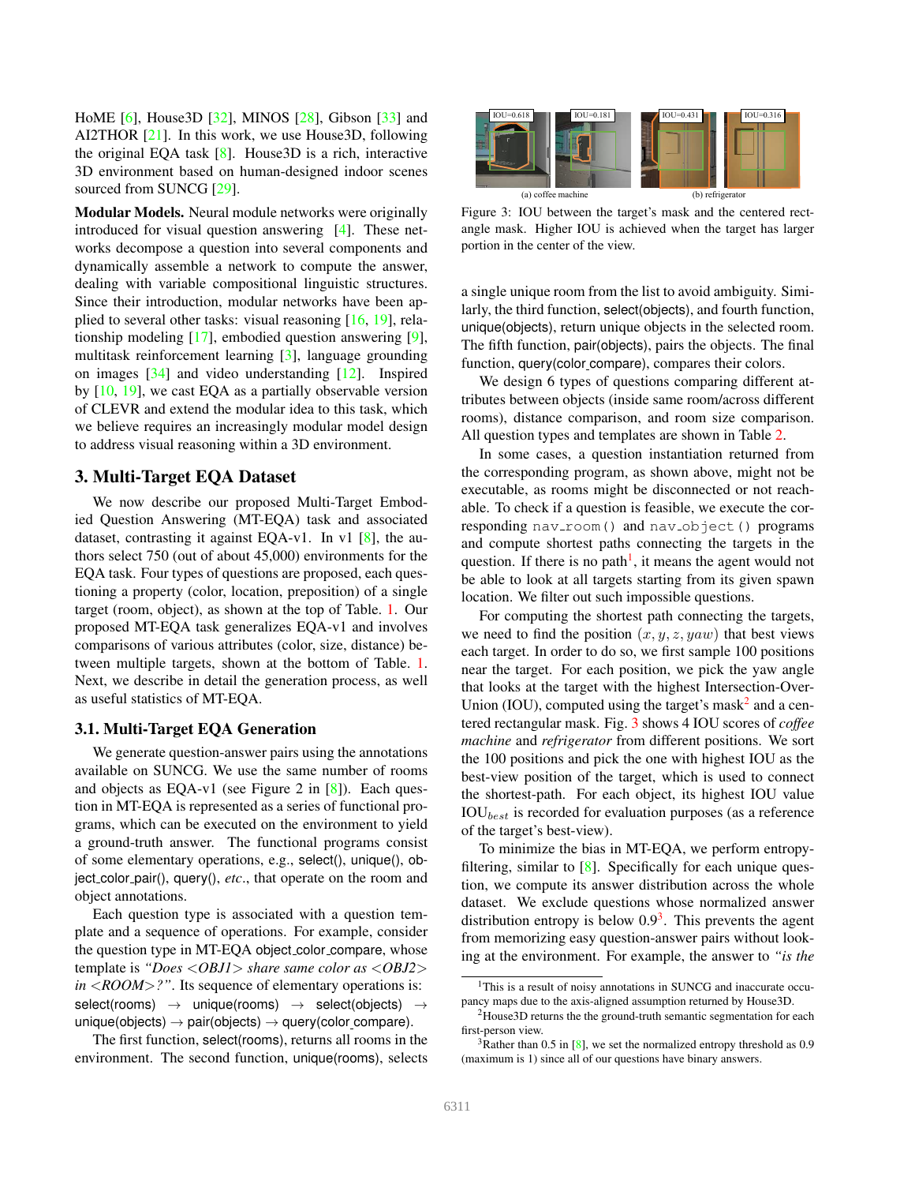HoME [6], House3D [32], MINOS [28], Gibson [33] and AI2THOR [21]. In this work, we use House3D, following the original EQA task [8]. House3D is a rich, interactive 3D environment based on human-designed indoor scenes sourced from SUNCG [29].

**Modular Models.** Neural module networks were originally introduced for visual question answering [4]. These networks decompose a question into several components and dynamically assemble a network to compute the answer, dealing with variable compositional linguistic structures. Since their introduction, modular networks have been applied to several other tasks: visual reasoning [16, 19], relationship modeling [17], embodied question answering [9], multitask reinforcement learning [3], language grounding on images [34] and video understanding [12]. Inspired by [10, 19], we cast EQA as a partially observable version of CLEVR and extend the modular idea to this task, which we believe requires an increasingly modular model design to address visual reasoning within a 3D environment.

## 3. Multi-Target EQA Dataset

We now describe our proposed Multi-Target Embodied Question Answering (MT-EQA) task and associated dataset, contrasting it against EQA-v1. In v1 [8], the authors select 750 (out of about 45,000) environments for the EQA task. Four types of questions are proposed, each questioning a property (color, location, preposition) of a single target (room, object), as shown at the top of Table. 1. Our proposed MT-EQA task generalizes EQA-v1 and involves comparisons of various attributes (color, size, distance) between multiple targets, shown at the bottom of Table. 1. Next, we describe in detail the generation process, as well as useful statistics of MT-EQA.

### 3.1. Multi-Target EQA Generation

We generate question-answer pairs using the annotations available on SUNCG. We use the same number of rooms and objects as EQA-v1 (see Figure 2 in [8]). Each question in MT-EQA is represented as a series of functional programs, which can be executed on the environment to yield a ground-truth answer. The functional programs consist of some elementary operations, e.g., select(), unique(), object_color_pair(), query(), *etc.*, that operate on the room and object annotations.

Each question type is associated with a question template and a sequence of operations. For example, consider the question type in MT-EQA object_color_compare, whose template is *"Does <OBJ1> share same color as <OBJ2> in <ROOM>?"*. Its sequence of elementary operations is: select(rooms) → unique(rooms) → select(objects) → unique(objects) → pair(objects) → query(color_compare).

The first function, select(rooms), returns all rooms in the environment. The second function, unique(rooms), selects a single unique room from the list to avoid ambiguity. Similarly, the third function, select(objects), and fourth function, unique(objects), return unique objects in the selected room. The fifth function, pair(objects), pairs the objects. The final function, query(color_compare), compares their colors.

Figure 3: IOU between the target's mask and the centered rectangle mask. Higher IOU is achieved when the target has larger portion in the center of the view.

We design 6 types of questions comparing different attributes between objects (inside same room/across different rooms), distance comparison, and room size comparison. All question types and templates are shown in Table 2.

In some cases, a question instantiation returned from the corresponding program, as shown above, might not be executable, as rooms might be disconnected or not reachable. To check if a question is feasible, we execute the corresponding `nav_room()` and `nav_object()` programs and compute shortest paths connecting the targets in the question. If there is no path[1], it means the agent would not be able to look at all targets starting from its given spawn location. We filter out such impossible questions.

For computing the shortest path connecting the targets, we need to find the position $(x, y, z, yaw)$ that best views each target. In order to do so, we first sample 100 positions near the target. For each position, we pick the yaw angle that looks at the target with the highest Intersection-Over-Union (IOU), computed using the target's mask[2] and a centered rectangular mask. Fig. 3 shows 4 IOU scores of *coffee machine* and *refrigerator* from different positions. We sort the 100 positions and pick the one with highest IOU as the best-view position of the target, which is used to connect the shortest-path. For each object, its highest IOU value $\text{IOU}_{best}$ is recorded for evaluation purposes (as a reference of the target's best-view).

To minimize the bias in MT-EQA, we perform entropy-filtering, similar to [8]. Specifically for each unique question, we compute its answer distribution across the whole dataset. We exclude questions whose normalized answer distribution entropy is below 0.9[3]. This prevents the agent from memorizing easy question-answer pairs without looking at the environment. For example, the answer to *"is the*

---

[1] This is a result of noisy annotations in SUNCG and inaccurate occupancy maps due to the axis-aligned assumption returned by House3D.

[2] House3D returns the the ground-truth semantic segmentation for each first-person view.

[3] Rather than 0.5 in [8], we set the normalized entropy threshold as 0.9 (maximum is 1) since all of our questions have binary answers.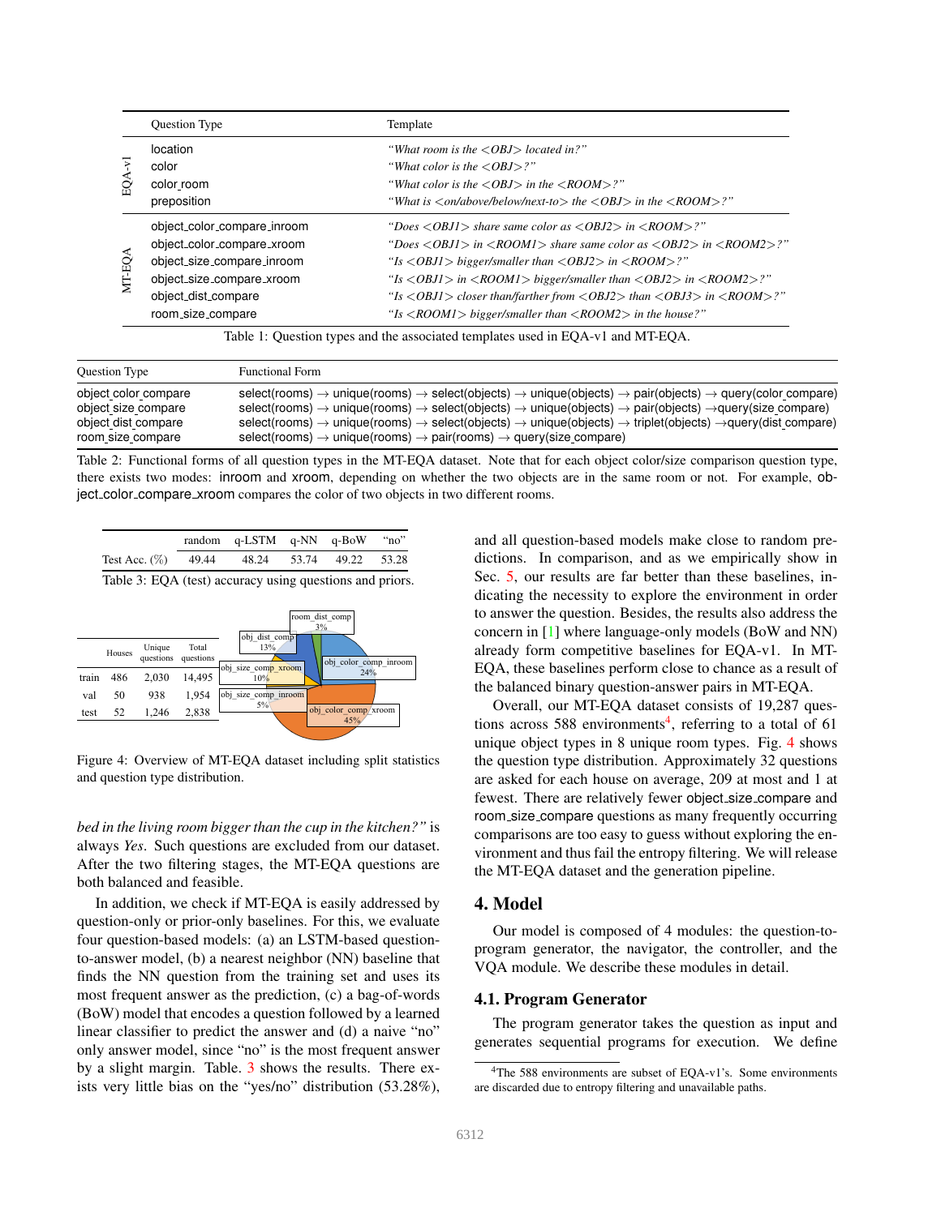| | Question Type | Template |
|---|---|---|
| EQA-v1 | location | *"What room is the <OBJ> located in?"* |
| | color | *"What color is the <OBJ>?"* |
| | color_room | *"What color is the <OBJ> in the <ROOM>?"* |
| | preposition | *"What is <on/above/below/next-to> the <OBJ> in the <ROOM>?"* |
| MT-EQA | object_color_compare_inroom | *"Does <OBJ1> share same color as <OBJ2> in <ROOM>?"* |
| | object_color_compare_xroom | *"Does <OBJ1> in <ROOM1> share same color as <OBJ2> in <ROOM2>?"* |
| | object_size_compare_inroom | *"Is <OBJ1> bigger/smaller than <OBJ2> in <ROOM>?"* |
| | object_size_compare_xroom | *"Is <OBJ1> in <ROOM1> bigger/smaller than <OBJ2> in <ROOM2>?"* |
| | object_dist_compare | *"Is <OBJ1> closer than/farther from <OBJ2> than <OBJ3> in <ROOM>?"* |
| | room_size_compare | *"Is <ROOM1> bigger/smaller than <ROOM2> in the house?"* |

Table 1: Question types and the associated templates used in EQA-v1 and MT-EQA.

| Question Type | Functional Form |
|---|---|
| object_color_compare | select(rooms) → unique(rooms) → select(objects) → unique(objects) → pair(objects) → query(color_compare) |
| object_size_compare | select(rooms) → unique(rooms) → select(objects) → unique(objects) → pair(objects) →query(size_compare) |
| object_dist_compare | select(rooms) → unique(rooms) → select(objects) → unique(objects) → triplet(objects) →query(dist_compare) |
| room_size_compare | select(rooms) → unique(rooms) → pair(rooms) → query(size_compare) |

Table 2: Functional forms of all question types in the MT-EQA dataset. Note that for each object color/size comparison question type, there exists two modes: inroom and xroom, depending on whether the two objects are in the same room or not. For example, object_color_compare_xroom compares the color of two objects in two different rooms.

| | random | q-LSTM | q-NN | q-BoW | "no" |
|---|---|---|---|---|---|
| Test Acc. (%) | 49.44 | 48.24 | 53.74 | 49.22 | 53.28 |

Table 3: EQA (test) accuracy using questions and priors.

| | Houses | Unique questions | Total questions |
|---|---|---|---|
| train | 486 | 2,030 | 14,495 |
| val | 50 | 938 | 1,954 |
| test | 52 | 1,246 | 2,838 |

Question type distribution: room_dist_comp 3%, obj_dist_comp 13%, obj_size_comp_xroom 10%, obj_size_comp_inroom 5%, obj_color_comp_inroom 24%, obj_color_comp_xroom 45%.

Figure 4: Overview of MT-EQA dataset including split statistics and question type distribution.

*bed in the living room bigger than the cup in the kitchen?"* is always *Yes*. Such questions are excluded from our dataset. After the two filtering stages, the MT-EQA questions are both balanced and feasible.

In addition, we check if MT-EQA is easily addressed by question-only or prior-only baselines. For this, we evaluate four question-based models: (a) an LSTM-based question-to-answer model, (b) a nearest neighbor (NN) baseline that finds the NN question from the training set and uses its most frequent answer as the prediction, (c) a bag-of-words (BoW) model that encodes a question followed by a learned linear classifier to predict the answer and (d) a naive "no" only answer model, since "no" is the most frequent answer by a slight margin. Table. 3 shows the results. There exists very little bias on the "yes/no" distribution (53.28%), and all question-based models make close to random predictions. In comparison, and as we empirically show in Sec. 5, our results are far better than these baselines, indicating the necessity to explore the environment in order to answer the question. Besides, the results also address the concern in [1] where language-only models (BoW and NN) already form competitive baselines for EQA-v1. In MT-EQA, these baselines perform close to chance as a result of the balanced binary question-answer pairs in MT-EQA.

Overall, our MT-EQA dataset consists of 19,287 questions across 588 environments[4], referring to a total of 61 unique object types in 8 unique room types. Fig. 4 shows the question type distribution. Approximately 32 questions are asked for each house on average, 209 at most and 1 at fewest. There are relatively fewer object_size_compare and room_size_compare questions as many frequently occurring comparisons are too easy to guess without exploring the environment and thus fail the entropy filtering. We will release the MT-EQA dataset and the generation pipeline.

# 4. Model

Our model is composed of 4 modules: the question-to-program generator, the navigator, the controller, and the VQA module. We describe these modules in detail.

## 4.1. Program Generator

The program generator takes the question as input and generates sequential programs for execution. We define

[4]The 588 environments are subset of EQA-v1's. Some environments are discarded due to entropy filtering and unavailable paths.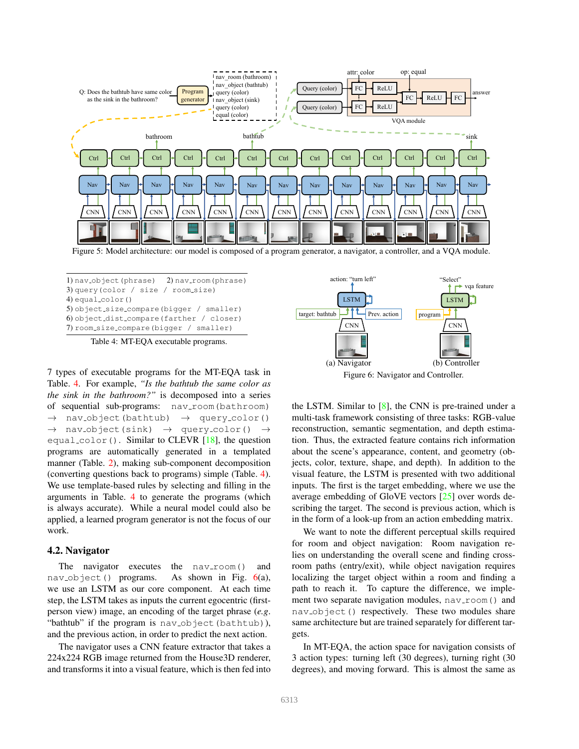Figure 5: Model architecture: our model is composed of a program generator, a navigator, a controller, and a VQA module.

| |
|---|
| 1) `nav_object(phrase)`  2) `nav_room(phrase)` |
| 3) `query(color / size / room_size)` |
| 4) `equal_color()` |
| 5) `object_size_compare(bigger / smaller)` |
| 6) `object_dist_compare(farther / closer)` |
| 7) `room_size_compare(bigger / smaller)` |

Table 4: MT-EQA executable programs.

7 types of executable programs for the MT-EQA task in Table. 4. For example, *"Is the bathtub the same color as the sink in the bathroom?"* is decomposed into a series of sequential sub-programs: `nav_room(bathroom)` → `nav_object(bathtub)` → `query_color()` → `nav_object(sink)` → `query_color()` → `equal_color()`. Similar to CLEVR [18], the question programs are automatically generated in a templated manner (Table. 2), making sub-component decomposition (converting questions back to programs) simple (Table. 4). We use template-based rules by selecting and filling in the arguments in Table. 4 to generate the programs (which is always accurate). While a neural model could also be applied, a learned program generator is not the focus of our work.

## 4.2. Navigator

The navigator executes the `nav_room()` and `nav_object()` programs. As shown in Fig. 6(a), we use an LSTM as our core component. At each time step, the LSTM takes as inputs the current egocentric (first-person view) image, an encoding of the target phrase (*e.g.* "bathtub" if the program is `nav_object(bathtub)`), and the previous action, in order to predict the next action.

The navigator uses a CNN feature extractor that takes a 224x224 RGB image returned from the House3D renderer, and transforms it into a visual feature, which is then fed into the LSTM. Similar to [8], the CNN is pre-trained under a multi-task framework consisting of three tasks: RGB-value reconstruction, semantic segmentation, and depth estimation. Thus, the extracted feature contains rich information about the scene's appearance, content, and geometry (objects, color, texture, shape, and depth). In addition to the visual feature, the LSTM is presented with two additional inputs. The first is the target embedding, where we use the average embedding of GloVE vectors [25] over words describing the target. The second is previous action, which is in the form of a look-up from an action embedding matrix.

Figure 6: Navigator and Controller.

We want to note the different perceptual skills required for room and object navigation: Room navigation relies on understanding the overall scene and finding cross-room paths (entry/exit), while object navigation requires localizing the target object within a room and finding a path to reach it. To capture the difference, we implement two separate navigation modules, `nav_room()` and `nav_object()` respectively. These two modules share same architecture but are trained separately for different targets.

In MT-EQA, the action space for navigation consists of 3 action types: turning left (30 degrees), turning right (30 degrees), and moving forward. This is almost the same as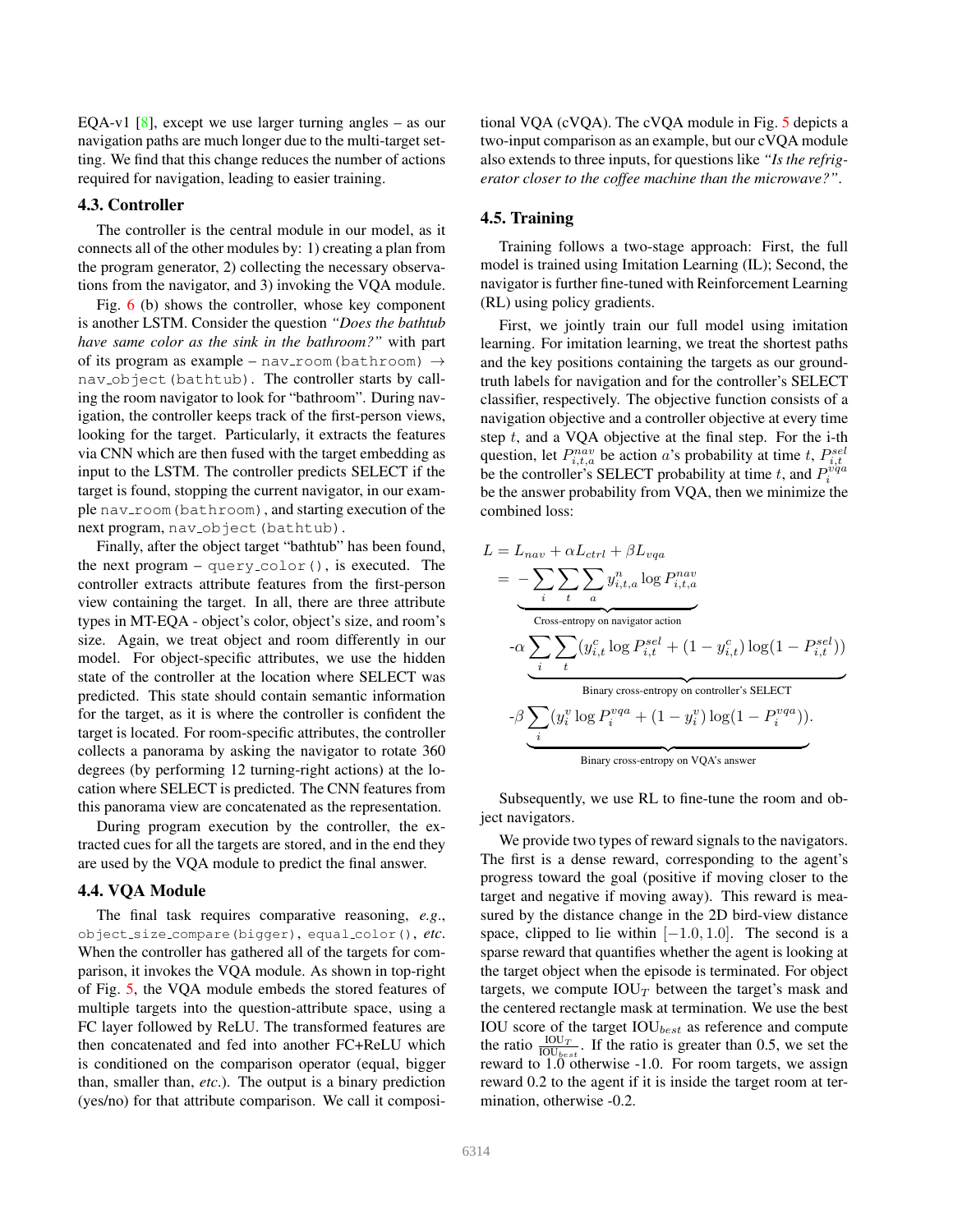EQA-v1 [8], except we use larger turning angles – as our navigation paths are much longer due to the multi-target setting. We find that this change reduces the number of actions required for navigation, leading to easier training.

### 4.3. Controller

The controller is the central module in our model, as it connects all of the other modules by: 1) creating a plan from the program generator, 2) collecting the necessary observations from the navigator, and 3) invoking the VQA module.

Fig. 6 (b) shows the controller, whose key component is another LSTM. Consider the question *"Does the bathtub have same color as the sink in the bathroom?"* with part of its program as example – `nav_room(bathroom)` → `nav_object(bathtub)`. The controller starts by calling the room navigator to look for "bathroom". During navigation, the controller keeps track of the first-person views, looking for the target. Particularly, it extracts the features via CNN which are then fused with the target embedding as input to the LSTM. The controller predicts SELECT if the target is found, stopping the current navigator, in our example `nav_room(bathroom)`, and starting execution of the next program, `nav_object(bathtub)`.

Finally, after the object target "bathtub" has been found, the next program – `query_color()`, is executed. The controller extracts attribute features from the first-person view containing the target. In all, there are three attribute types in MT-EQA - object's color, object's size, and room's size. Again, we treat object and room differently in our model. For object-specific attributes, we use the hidden state of the controller at the location where SELECT was predicted. This state should contain semantic information for the target, as it is where the controller is confident the target is located. For room-specific attributes, the controller collects a panorama by asking the navigator to rotate 360 degrees (by performing 12 turning-right actions) at the location where SELECT is predicted. The CNN features from this panorama view are concatenated as the representation.

During program execution by the controller, the extracted cues for all the targets are stored, and in the end they are used by the VQA module to predict the final answer.

### 4.4. VQA Module

The final task requires comparative reasoning, *e.g.*, `object_size_compare(bigger)`, `equal_color()`, *etc.* When the controller has gathered all of the targets for comparison, it invokes the VQA module. As shown in top-right of Fig. 5, the VQA module embeds the stored features of multiple targets into the question-attribute space, using a FC layer followed by ReLU. The transformed features are then concatenated and fed into another FC+ReLU which is conditioned on the comparison operator (equal, bigger than, smaller than, *etc.*). The output is a binary prediction (yes/no) for that attribute comparison. We call it compositional VQA (cVQA). The cVQA module in Fig. 5 depicts a two-input comparison as an example, but our cVQA module also extends to three inputs, for questions like *"Is the refrigerator closer to the coffee machine than the microwave?"*.

### 4.5. Training

Training follows a two-stage approach: First, the full model is trained using Imitation Learning (IL); Second, the navigator is further fine-tuned with Reinforcement Learning (RL) using policy gradients.

First, we jointly train our full model using imitation learning. For imitation learning, we treat the shortest paths and the key positions containing the targets as our ground-truth labels for navigation and for the controller's SELECT classifier, respectively. The objective function consists of a navigation objective and a controller objective at every time step $t$, and a VQA objective at the final step. For the i-th question, let $P^{nav}_{i,t,a}$ be action $a$'s probability at time $t$, $P^{sel}_{i,t}$ be the controller's SELECT probability at time $t$, and $P^{vqa}_{i}$ be the answer probability from VQA, then we minimize the combined loss:

$$
\begin{aligned}
L &= L_{nav} + \alpha L_{ctrl} + \beta L_{vqa} \\
&= \underbrace{-\sum_i \sum_t \sum_a y^n_{i,t,a} \log P^{nav}_{i,t,a}}_{\text{Cross-entropy on navigator action}} \\
&\quad \underbrace{-\alpha \sum_i \sum_t (y^c_{i,t} \log P^{sel}_{i,t} + (1 - y^c_{i,t}) \log(1 - P^{sel}_{i,t}))}_{\text{Binary cross-entropy on controller's SELECT}} \\
&\quad \underbrace{-\beta \sum_i (y^v_i \log P^{vqa}_i + (1 - y^v_i) \log(1 - P^{vqa}_i))}_{\text{Binary cross-entropy on VQA's answer}}.
\end{aligned}
$$

Subsequently, we use RL to fine-tune the room and object navigators.

We provide two types of reward signals to the navigators. The first is a dense reward, corresponding to the agent's progress toward the goal (positive if moving closer to the target and negative if moving away). This reward is measured by the distance change in the 2D bird-view distance space, clipped to lie within $[-1.0, 1.0]$. The second is a sparse reward that quantifies whether the agent is looking at the target object when the episode is terminated. For object targets, we compute $\text{IOU}_T$ between the target's mask and the centered rectangle mask at termination. We use the best IOU score of the target $\text{IOU}_{best}$ as reference and compute the ratio $\frac{\text{IOU}_T}{\text{IOU}_{best}}$. If the ratio is greater than 0.5, we set the reward to 1.0 otherwise -1.0. For room targets, we assign reward 0.2 to the agent if it is inside the target room at termination, otherwise -0.2.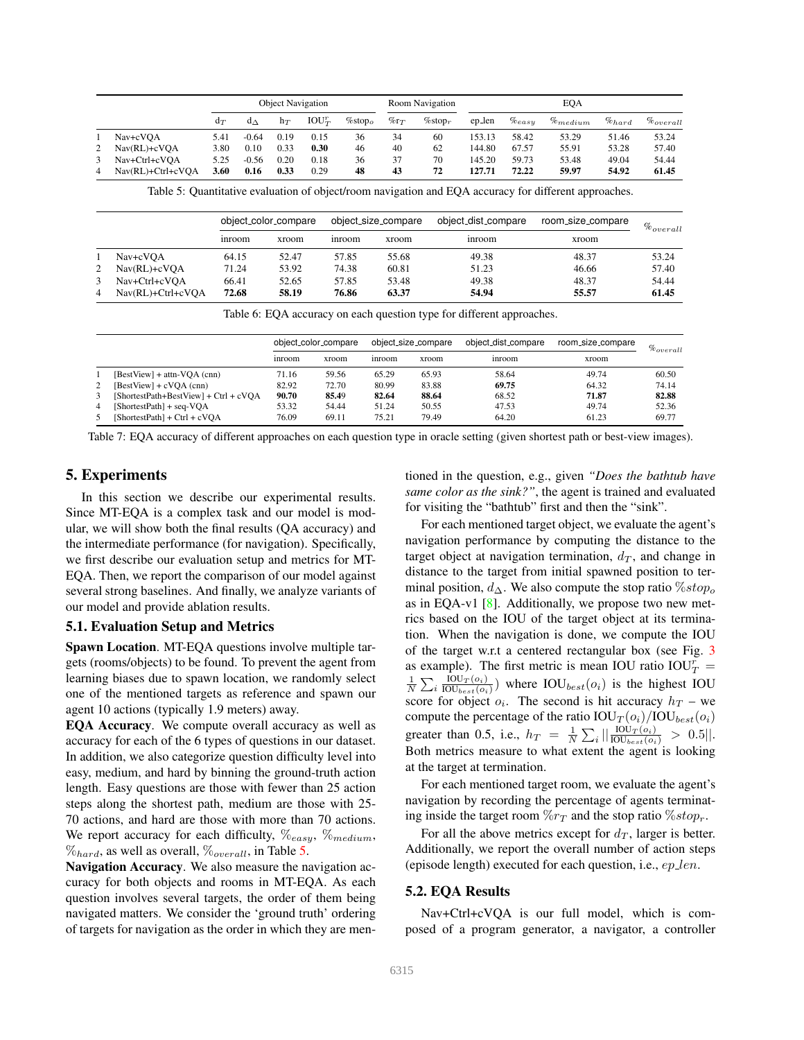| | | Object Navigation | | | | Room Navigation | | EQA | | | | |
|---|---|---|---|---|---|---|---|---|---|---|---|---|
| | | $d_T$ | $d_\Delta$ | $h_T$ | $IOU^r_T$ | $\%stop_o$ | $\%r_T$ | $\%stop_r$ | ep_len | $\%_{easy}$ | $\%_{medium}$ | $\%_{hard}$ | $\%_{overall}$ |
| 1 | Nav+cVQA | 5.41 | -0.64 | 0.19 | 0.15 | 36 | 34 | 60 | 153.13 | 58.42 | 53.29 | 51.46 | 53.24 |
| 2 | Nav(RL)+cVQA | 3.80 | 0.10 | 0.33 | **0.30** | 46 | 40 | 62 | 144.80 | 67.57 | 55.91 | 53.28 | 57.40 |
| 3 | Nav+Ctrl+cVQA | 5.25 | -0.56 | 0.20 | 0.18 | 36 | 37 | 70 | 145.20 | 59.73 | 53.48 | 49.04 | 54.44 |
| 4 | Nav(RL)+Ctrl+cVQA | **3.60** | **0.16** | **0.33** | 0.29 | **48** | **43** | **72** | **127.71** | **72.22** | **59.97** | **54.92** | **61.45** |

Table 5: Quantitative evaluation of object/room navigation and EQA accuracy for different approaches.

| | | object_color_compare | | object_size_compare | | object_dist_compare | room_size_compare | $\%_{overall}$ |
|---|---|---|---|---|---|---|---|---|
| | | inroom | xroom | inroom | xroom | inroom | xroom | |
| 1 | Nav+cVQA | 64.15 | 52.47 | 57.85 | 55.68 | 49.38 | 48.37 | 53.24 |
| 2 | Nav(RL)+cVQA | 71.24 | 53.92 | 74.38 | 60.81 | 51.23 | 46.66 | 57.40 |
| 3 | Nav+Ctrl+cVQA | 66.41 | 52.65 | 57.85 | 53.48 | 49.38 | 48.37 | 54.44 |
| 4 | Nav(RL)+Ctrl+cVQA | **72.68** | **58.19** | **76.86** | **63.37** | **54.94** | **55.57** | **61.45** |

Table 6: EQA accuracy on each question type for different approaches.

| | | object_color_compare | | object_size_compare | | object_dist_compare | room_size_compare | $\%_{overall}$ |
|---|---|---|---|---|---|---|---|---|
| | | inroom | xroom | inroom | xroom | inroom | xroom | |
| 1 | [BestView] + attn-VQA (cnn) | 71.16 | 59.56 | 65.29 | 65.93 | 58.64 | 49.74 | 60.50 |
| 2 | [BestView] + cVQA (cnn) | 82.92 | 72.70 | 80.99 | 83.88 | **69.75** | 64.32 | 74.14 |
| 3 | [ShortestPath+BestView] + Ctrl + cVQA | **90.70** | **85.49** | **82.64** | **88.64** | 68.52 | **71.87** | **82.88** |
| 4 | [ShortestPath] + seq-VQA | 53.32 | 54.44 | 51.24 | 50.55 | 47.53 | 49.74 | 52.36 |
| 5 | [ShortestPath] + Ctrl + cVQA | 76.09 | 69.11 | 75.21 | 79.49 | 64.20 | 61.23 | 69.77 |

Table 7: EQA accuracy of different approaches on each question type in oracle setting (given shortest path or best-view images).

## 5. Experiments

In this section we describe our experimental results. Since MT-EQA is a complex task and our model is modular, we will show both the final results (QA accuracy) and the intermediate performance (for navigation). Specifically, we first describe our evaluation setup and metrics for MT-EQA. Then, we report the comparison of our model against several strong baselines. And finally, we analyze variants of our model and provide ablation results.

### 5.1. Evaluation Setup and Metrics

**Spawn Location**. MT-EQA questions involve multiple targets (rooms/objects) to be found. To prevent the agent from learning biases due to spawn location, we randomly select one of the mentioned targets as reference and spawn our agent 10 actions (typically 1.9 meters) away.

**EQA Accuracy**. We compute overall accuracy as well as accuracy for each of the 6 types of questions in our dataset. In addition, we also categorize question difficulty level into easy, medium, and hard by binning the ground-truth action length. Easy questions are those with fewer than 25 action steps along the shortest path, medium are those with 25-70 actions, and hard are those with more than 70 actions. We report accuracy for each difficulty, $\%_{easy}$, $\%_{medium}$, $\%_{hard}$, as well as overall, $\%_{overall}$, in Table 5.

**Navigation Accuracy**. We also measure the navigation accuracy for both objects and rooms in MT-EQA. As each question involves several targets, the order of them being navigated matters. We consider the 'ground truth' ordering of targets for navigation as the order in which they are mentioned in the question, e.g., given *"Does the bathtub have same color as the sink?"*, the agent is trained and evaluated for visiting the "bathtub" first and then the "sink".

For each mentioned target object, we evaluate the agent's navigation performance by computing the distance to the target object at navigation termination, $d_T$, and change in distance to the target from initial spawned position to terminal position, $d_\Delta$. We also compute the stop ratio $\%stop_o$ as in EQA-v1 [8]. Additionally, we propose two new metrics based on the IOU of the target object at its termination. When the navigation is done, we compute the IOU of the target w.r.t a centered rectangular box (see Fig. 3 as example). The first metric is mean IOU ratio $\text{IOU}^r_T = \frac{1}{N}\sum_i \frac{\text{IOU}_T(o_i)}{\text{IOU}_{best}(o_i)})$ where $\text{IOU}_{best}(o_i)$ is the highest IOU score for object $o_i$. The second is hit accuracy $h_T$ – we compute the percentage of the ratio $\text{IOU}_T(o_i)/\text{IOU}_{best}(o_i)$ greater than 0.5, i.e., $h_T = \frac{1}{N}\sum_i ||\frac{\text{IOU}_T(o_i)}{\text{IOU}_{best}(o_i)} > 0.5||$. Both metrics measure to what extent the agent is looking at the target at termination.

For each mentioned target room, we evaluate the agent's navigation by recording the percentage of agents terminating inside the target room $\%r_T$ and the stop ratio $\%stop_r$.

For all the above metrics except for $d_T$, larger is better. Additionally, we report the overall number of action steps (episode length) executed for each question, i.e., $ep\_len$.

### 5.2. EQA Results

Nav+Ctrl+cVQA is our full model, which is composed of a program generator, a navigator, a controller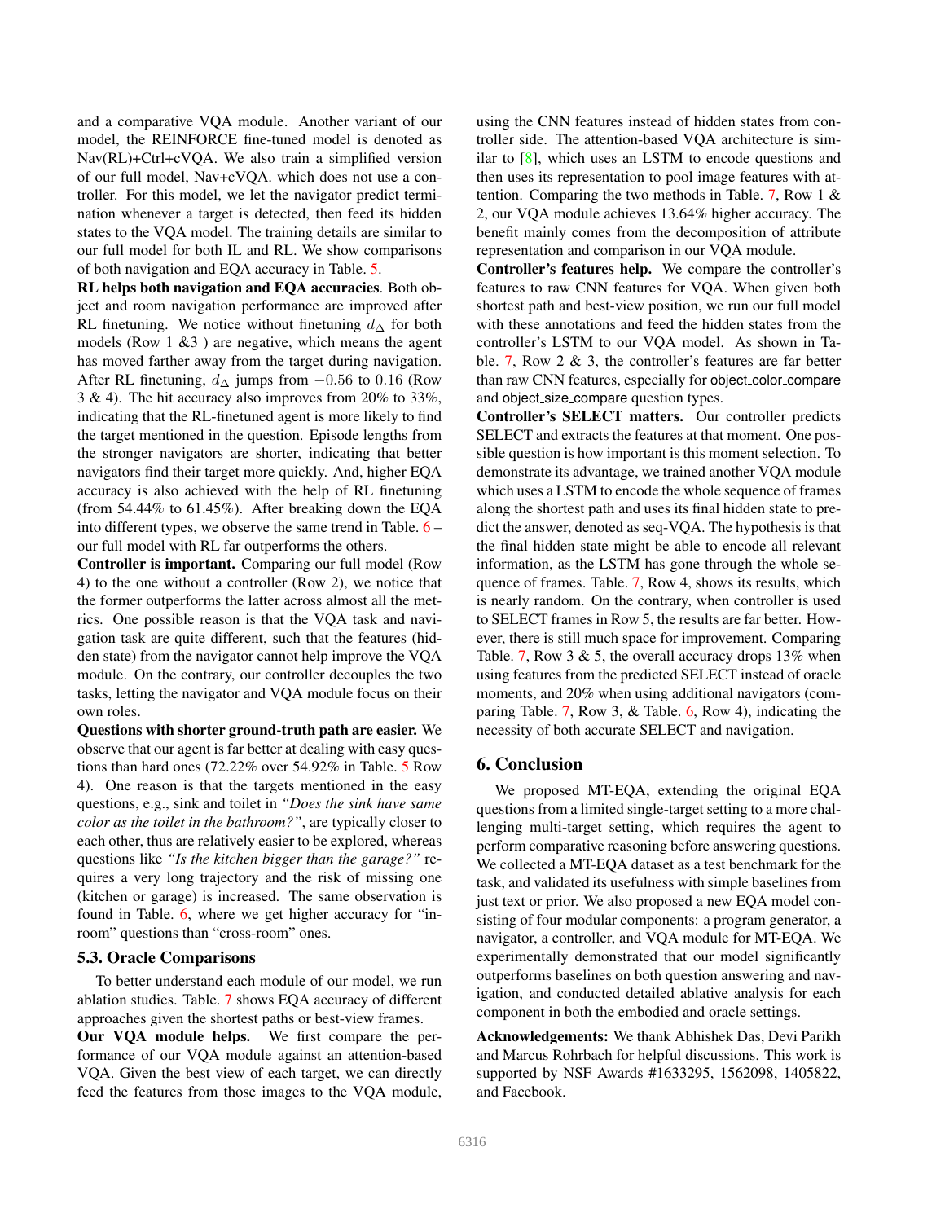and a comparative VQA module. Another variant of our model, the REINFORCE fine-tuned model is denoted as Nav(RL)+Ctrl+cVQA. We also train a simplified version of our full model, Nav+cVQA. which does not use a controller. For this model, we let the navigator predict termination whenever a target is detected, then feed its hidden states to the VQA model. The training details are similar to our full model for both IL and RL. We show comparisons of both navigation and EQA accuracy in Table. 5.

**RL helps both navigation and EQA accuracies**. Both object and room navigation performance are improved after RL finetuning. We notice without finetuning $d_{\Delta}$ for both models (Row 1 &3 ) are negative, which means the agent has moved farther away from the target during navigation. After RL finetuning, $d_{\Delta}$ jumps from $-0.56$ to $0.16$ (Row 3 & 4). The hit accuracy also improves from 20% to 33%, indicating that the RL-finetuned agent is more likely to find the target mentioned in the question. Episode lengths from the stronger navigators are shorter, indicating that better navigators find their target more quickly. And, higher EQA accuracy is also achieved with the help of RL finetuning (from 54.44% to 61.45%). After breaking down the EQA into different types, we observe the same trend in Table. 6 – our full model with RL far outperforms the others.

**Controller is important.** Comparing our full model (Row 4) to the one without a controller (Row 2), we notice that the former outperforms the latter across almost all the metrics. One possible reason is that the VQA task and navigation task are quite different, such that the features (hidden state) from the navigator cannot help improve the VQA module. On the contrary, our controller decouples the two tasks, letting the navigator and VQA module focus on their own roles.

**Questions with shorter ground-truth path are easier.** We observe that our agent is far better at dealing with easy questions than hard ones (72.22% over 54.92% in Table. 5 Row 4). One reason is that the targets mentioned in the easy questions, e.g., sink and toilet in *"Does the sink have same color as the toilet in the bathroom?"*, are typically closer to each other, thus are relatively easier to be explored, whereas questions like *"Is the kitchen bigger than the garage?"* requires a very long trajectory and the risk of missing one (kitchen or garage) is increased. The same observation is found in Table. 6, where we get higher accuracy for "in-room" questions than "cross-room" ones.

### 5.3. Oracle Comparisons

To better understand each module of our model, we run ablation studies. Table. 7 shows EQA accuracy of different approaches given the shortest paths or best-view frames.

**Our VQA module helps.** We first compare the performance of our VQA module against an attention-based VQA. Given the best view of each target, we can directly feed the features from those images to the VQA module, using the CNN features instead of hidden states from controller side. The attention-based VQA architecture is similar to [8], which uses an LSTM to encode questions and then uses its representation to pool image features with attention. Comparing the two methods in Table. 7, Row 1 & 2, our VQA module achieves 13.64% higher accuracy. The benefit mainly comes from the decomposition of attribute representation and comparison in our VQA module.

**Controller's features help.** We compare the controller's features to raw CNN features for VQA. When given both shortest path and best-view position, we run our full model with these annotations and feed the hidden states from the controller's LSTM to our VQA model. As shown in Table. 7, Row 2 & 3, the controller's features are far better than raw CNN features, especially for object_color_compare and object_size_compare question types.

**Controller's SELECT matters.** Our controller predicts SELECT and extracts the features at that moment. One possible question is how important is this moment selection. To demonstrate its advantage, we trained another VQA module which uses a LSTM to encode the whole sequence of frames along the shortest path and uses its final hidden state to predict the answer, denoted as seq-VQA. The hypothesis is that the final hidden state might be able to encode all relevant information, as the LSTM has gone through the whole sequence of frames. Table. 7, Row 4, shows its results, which is nearly random. On the contrary, when controller is used to SELECT frames in Row 5, the results are far better. However, there is still much space for improvement. Comparing Table. 7, Row 3 & 5, the overall accuracy drops 13% when using features from the predicted SELECT instead of oracle moments, and 20% when using additional navigators (comparing Table. 7, Row 3, & Table. 6, Row 4), indicating the necessity of both accurate SELECT and navigation.

## 6. Conclusion

We proposed MT-EQA, extending the original EQA questions from a limited single-target setting to a more challenging multi-target setting, which requires the agent to perform comparative reasoning before answering questions. We collected a MT-EQA dataset as a test benchmark for the task, and validated its usefulness with simple baselines from just text or prior. We also proposed a new EQA model consisting of four modular components: a program generator, a navigator, a controller, and VQA module for MT-EQA. We experimentally demonstrated that our model significantly outperforms baselines on both question answering and navigation, and conducted detailed ablative analysis for each component in both the embodied and oracle settings.

**Acknowledgements:** We thank Abhishek Das, Devi Parikh and Marcus Rohrbach for helpful discussions. This work is supported by NSF Awards #1633295, 1562098, 1405822, and Facebook.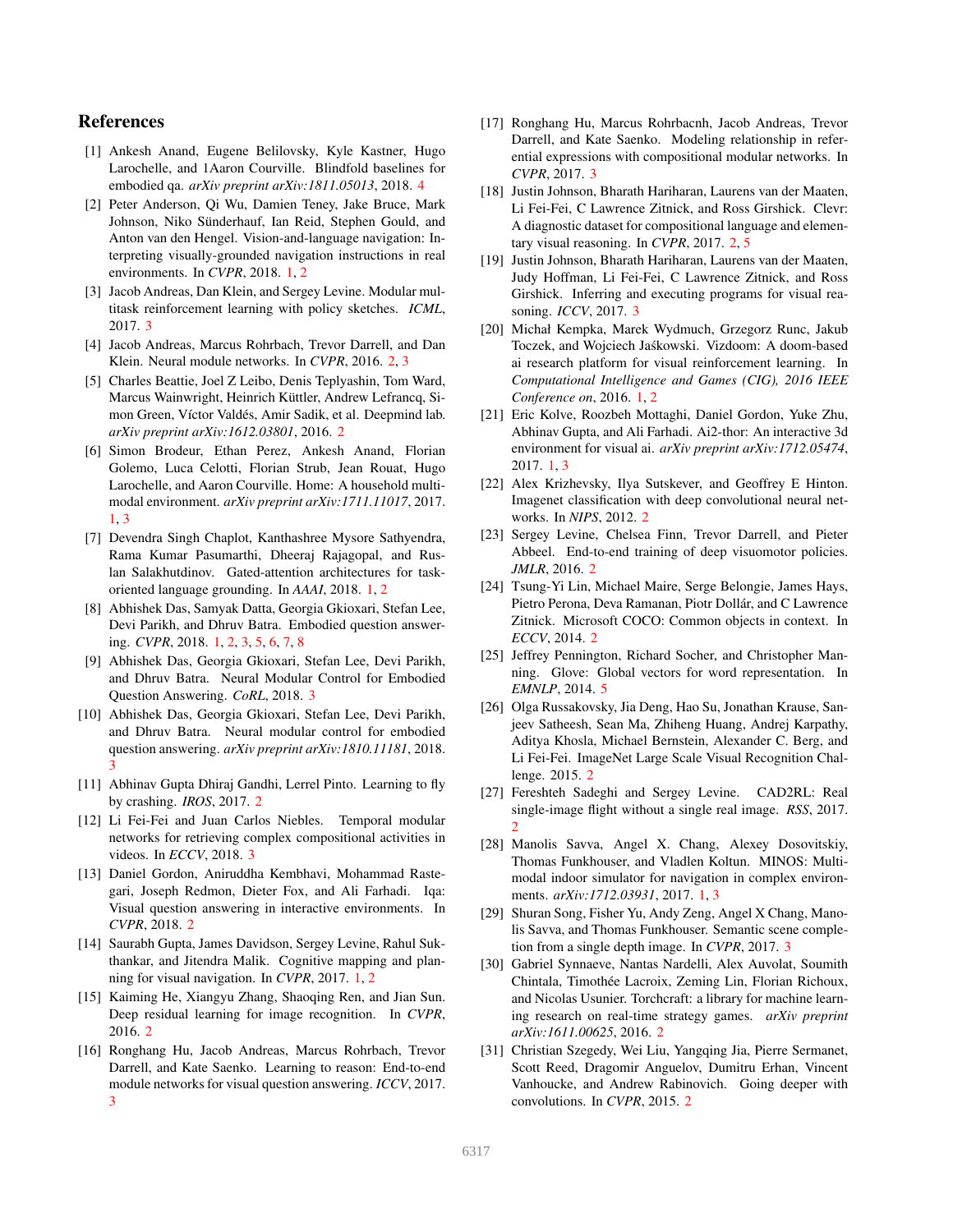## References

[1] Ankesh Anand, Eugene Belilovsky, Kyle Kastner, Hugo Larochelle, and 1Aaron Courville. Blindfold baselines for embodied qa. *arXiv preprint arXiv:1811.05013*, 2018. 4

[2] Peter Anderson, Qi Wu, Damien Teney, Jake Bruce, Mark Johnson, Niko Sünderhauf, Ian Reid, Stephen Gould, and Anton van den Hengel. Vision-and-language navigation: Interpreting visually-grounded navigation instructions in real environments. In *CVPR*, 2018. 1, 2

[3] Jacob Andreas, Dan Klein, and Sergey Levine. Modular multitask reinforcement learning with policy sketches. *ICML*, 2017. 3

[4] Jacob Andreas, Marcus Rohrbach, Trevor Darrell, and Dan Klein. Neural module networks. In *CVPR*, 2016. 2, 3

[5] Charles Beattie, Joel Z Leibo, Denis Teplyashin, Tom Ward, Marcus Wainwright, Heinrich Küttler, Andrew Lefrancq, Simon Green, Víctor Valdés, Amir Sadik, et al. Deepmind lab. *arXiv preprint arXiv:1612.03801*, 2016. 2

[6] Simon Brodeur, Ethan Perez, Ankesh Anand, Florian Golemo, Luca Celotti, Florian Strub, Jean Rouat, Hugo Larochelle, and Aaron Courville. Home: A household multimodal environment. *arXiv preprint arXiv:1711.11017*, 2017. 1, 3

[7] Devendra Singh Chaplot, Kanthashree Mysore Sathyendra, Rama Kumar Pasumarthi, Dheeraj Rajagopal, and Ruslan Salakhutdinov. Gated-attention architectures for task-oriented language grounding. In *AAAI*, 2018. 1, 2

[8] Abhishek Das, Samyak Datta, Georgia Gkioxari, Stefan Lee, Devi Parikh, and Dhruv Batra. Embodied question answering. *CVPR*, 2018. 1, 2, 3, 5, 6, 7, 8

[9] Abhishek Das, Georgia Gkioxari, Stefan Lee, Devi Parikh, and Dhruv Batra. Neural Modular Control for Embodied Question Answering. *CoRL*, 2018. 3

[10] Abhishek Das, Georgia Gkioxari, Stefan Lee, Devi Parikh, and Dhruv Batra. Neural modular control for embodied question answering. *arXiv preprint arXiv:1810.11181*, 2018. 3

[11] Abhinav Gupta Dhiraj Gandhi, Lerrel Pinto. Learning to fly by crashing. *IROS*, 2017. 2

[12] Li Fei-Fei and Juan Carlos Niebles. Temporal modular networks for retrieving complex compositional activities in videos. In *ECCV*, 2018. 3

[13] Daniel Gordon, Aniruddha Kembhavi, Mohammad Rastegari, Joseph Redmon, Dieter Fox, and Ali Farhadi. Iqa: Visual question answering in interactive environments. In *CVPR*, 2018. 2

[14] Saurabh Gupta, James Davidson, Sergey Levine, Rahul Sukthankar, and Jitendra Malik. Cognitive mapping and planning for visual navigation. In *CVPR*, 2017. 1, 2

[15] Kaiming He, Xiangyu Zhang, Shaoqing Ren, and Jian Sun. Deep residual learning for image recognition. In *CVPR*, 2016. 2

[16] Ronghang Hu, Jacob Andreas, Marcus Rohrbach, Trevor Darrell, and Kate Saenko. Learning to reason: End-to-end module networks for visual question answering. *ICCV*, 2017. 3

[17] Ronghang Hu, Marcus Rohrbacnh, Jacob Andreas, Trevor Darrell, and Kate Saenko. Modeling relationship in referential expressions with compositional modular networks. In *CVPR*, 2017. 3

[18] Justin Johnson, Bharath Hariharan, Laurens van der Maaten, Li Fei-Fei, C Lawrence Zitnick, and Ross Girshick. Clevr: A diagnostic dataset for compositional language and elementary visual reasoning. In *CVPR*, 2017. 2, 5

[19] Justin Johnson, Bharath Hariharan, Laurens van der Maaten, Judy Hoffman, Li Fei-Fei, C Lawrence Zitnick, and Ross Girshick. Inferring and executing programs for visual reasoning. *ICCV*, 2017. 3

[20] Michał Kempka, Marek Wydmuch, Grzegorz Runc, Jakub Toczek, and Wojciech Jaśkowski. Vizdoom: A doom-based ai research platform for visual reinforcement learning. In *Computational Intelligence and Games (CIG), 2016 IEEE Conference on*, 2016. 1, 2

[21] Eric Kolve, Roozbeh Mottaghi, Daniel Gordon, Yuke Zhu, Abhinav Gupta, and Ali Farhadi. Ai2-thor: An interactive 3d environment for visual ai. *arXiv preprint arXiv:1712.05474*, 2017. 1, 3

[22] Alex Krizhevsky, Ilya Sutskever, and Geoffrey E Hinton. Imagenet classification with deep convolutional neural networks. In *NIPS*, 2012. 2

[23] Sergey Levine, Chelsea Finn, Trevor Darrell, and Pieter Abbeel. End-to-end training of deep visuomotor policies. *JMLR*, 2016. 2

[24] Tsung-Yi Lin, Michael Maire, Serge Belongie, James Hays, Pietro Perona, Deva Ramanan, Piotr Dollár, and C Lawrence Zitnick. Microsoft COCO: Common objects in context. In *ECCV*, 2014. 2

[25] Jeffrey Pennington, Richard Socher, and Christopher Manning. Glove: Global vectors for word representation. In *EMNLP*, 2014. 5

[26] Olga Russakovsky, Jia Deng, Hao Su, Jonathan Krause, Sanjeev Satheesh, Sean Ma, Zhiheng Huang, Andrej Karpathy, Aditya Khosla, Michael Bernstein, Alexander C. Berg, and Li Fei-Fei. ImageNet Large Scale Visual Recognition Challenge. 2015. 2

[27] Fereshteh Sadeghi and Sergey Levine. CAD2RL: Real single-image flight without a single real image. *RSS*, 2017. 2

[28] Manolis Savva, Angel X. Chang, Alexey Dosovitskiy, Thomas Funkhouser, and Vladlen Koltun. MINOS: Multimodal indoor simulator for navigation in complex environments. *arXiv:1712.03931*, 2017. 1, 3

[29] Shuran Song, Fisher Yu, Andy Zeng, Angel X Chang, Manolis Savva, and Thomas Funkhouser. Semantic scene completion from a single depth image. In *CVPR*, 2017. 3

[30] Gabriel Synnaeve, Nantas Nardelli, Alex Auvolat, Soumith Chintala, Timothée Lacroix, Zeming Lin, Florian Richoux, and Nicolas Usunier. Torchcraft: a library for machine learning research on real-time strategy games. *arXiv preprint arXiv:1611.00625*, 2016. 2

[31] Christian Szegedy, Wei Liu, Yangqing Jia, Pierre Sermanet, Scott Reed, Dragomir Anguelov, Dumitru Erhan, Vincent Vanhoucke, and Andrew Rabinovich. Going deeper with convolutions. In *CVPR*, 2015. 2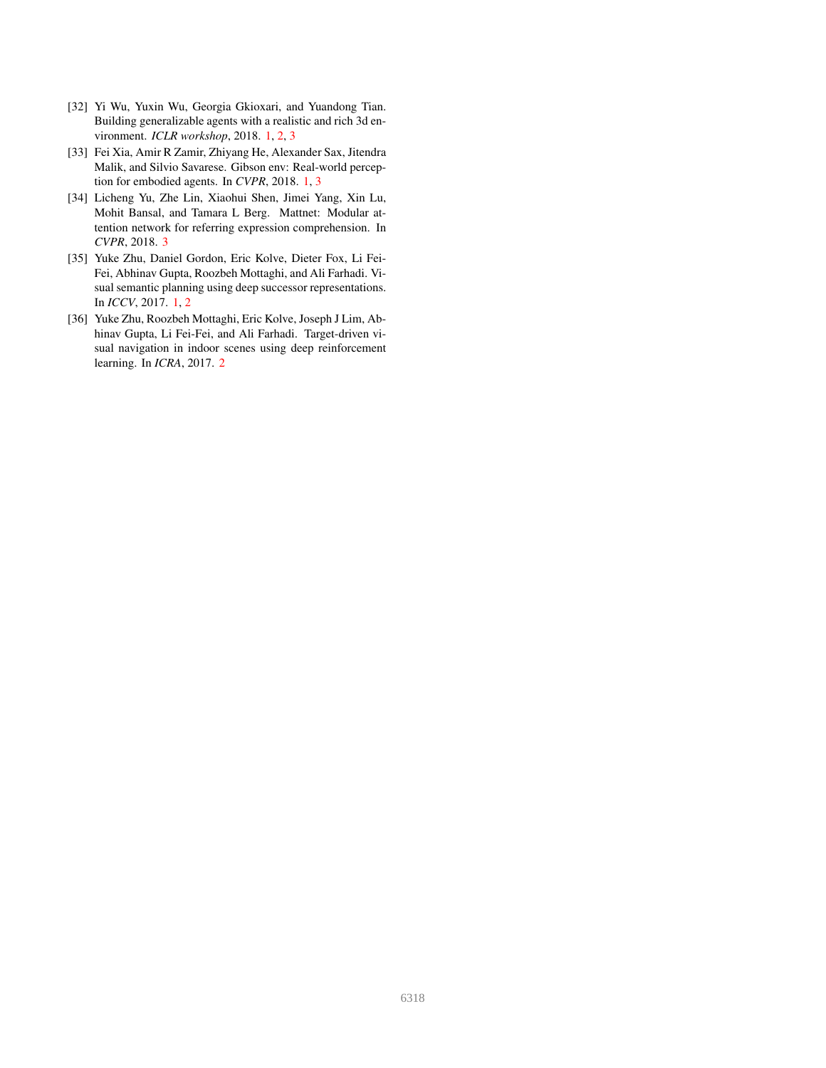[32] Yi Wu, Yuxin Wu, Georgia Gkioxari, and Yuandong Tian. Building generalizable agents with a realistic and rich 3d environment. *ICLR workshop*, 2018. 1, 2, 3

[33] Fei Xia, Amir R Zamir, Zhiyang He, Alexander Sax, Jitendra Malik, and Silvio Savarese. Gibson env: Real-world perception for embodied agents. In *CVPR*, 2018. 1, 3

[34] Licheng Yu, Zhe Lin, Xiaohui Shen, Jimei Yang, Xin Lu, Mohit Bansal, and Tamara L Berg. Mattnet: Modular attention network for referring expression comprehension. In *CVPR*, 2018. 3

[35] Yuke Zhu, Daniel Gordon, Eric Kolve, Dieter Fox, Li Fei-Fei, Abhinav Gupta, Roozbeh Mottaghi, and Ali Farhadi. Visual semantic planning using deep successor representations. In *ICCV*, 2017. 1, 2

[36] Yuke Zhu, Roozbeh Mottaghi, Eric Kolve, Joseph J Lim, Abhinav Gupta, Li Fei-Fei, and Ali Farhadi. Target-driven visual navigation in indoor scenes using deep reinforcement learning. In *ICRA*, 2017. 2